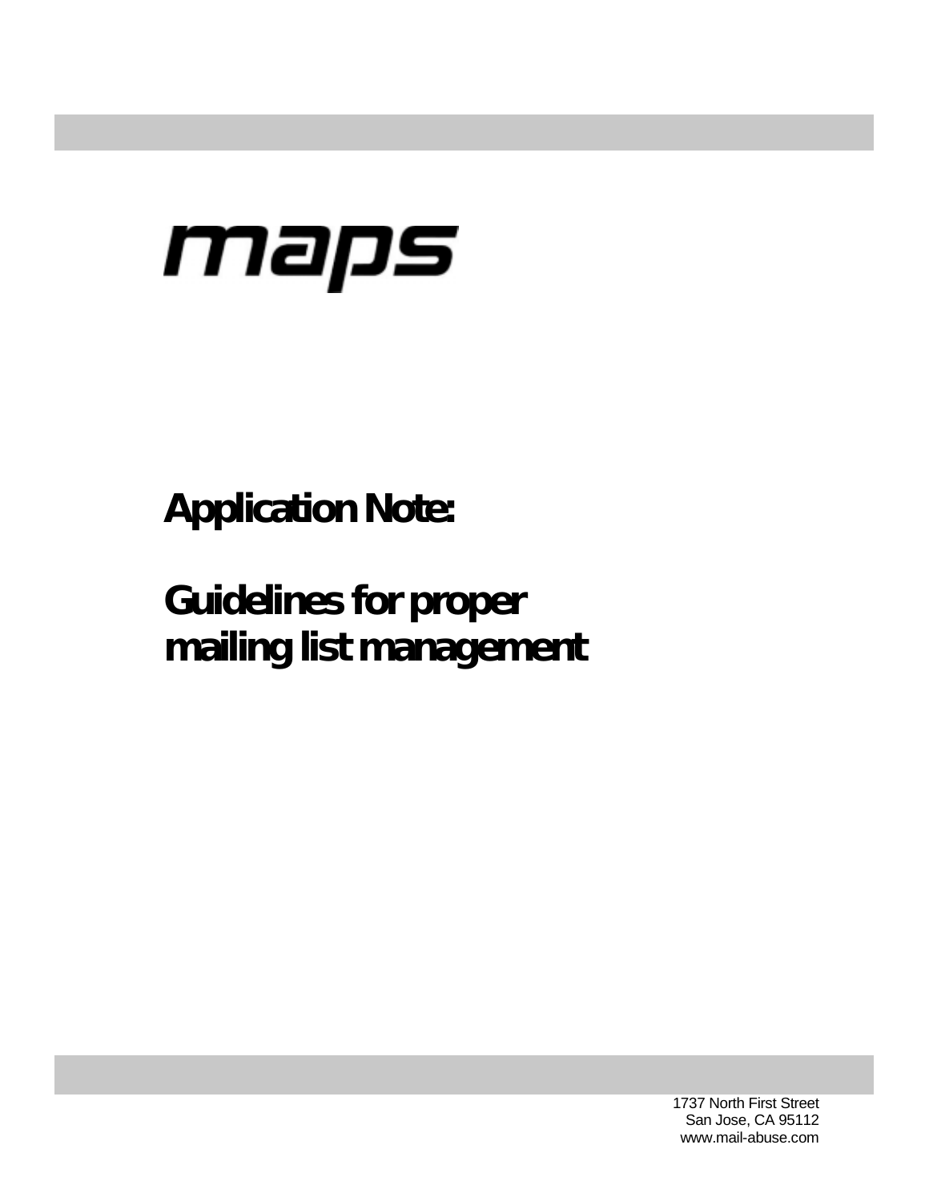maps

# Application Note:

# Guidelines for proper mailing list management

1737 North First Street
San Jose, CA 95112
www.mail-abuse.com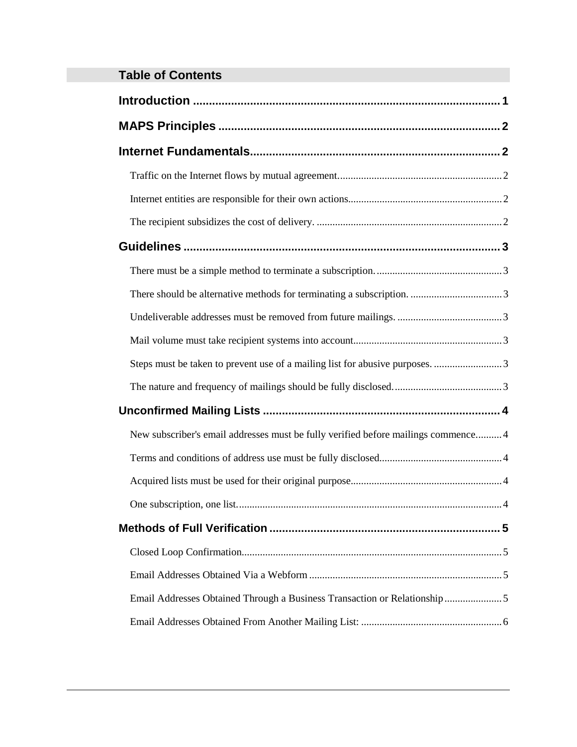## Table of Contents

**Introduction** .......... 1

**MAPS Principles** .......... 2

**Internet Fundamentals** .......... 2

- Traffic on the Internet flows by mutual agreement .......... 2
- Internet entities are responsible for their own actions .......... 2
- The recipient subsidizes the cost of delivery. .......... 2

**Guidelines** .......... 3

- There must be a simple method to terminate a subscription. .......... 3
- There should be alternative methods for terminating a subscription. .......... 3
- Undeliverable addresses must be removed from future mailings. .......... 3
- Mail volume must take recipient systems into account .......... 3
- Steps must be taken to prevent use of a mailing list for abusive purposes. .......... 3
- The nature and frequency of mailings should be fully disclosed. .......... 3

**Unconfirmed Mailing Lists** .......... 4

- New subscriber's email addresses must be fully verified before mailings commence .......... 4
- Terms and conditions of address use must be fully disclosed .......... 4
- Acquired lists must be used for their original purpose .......... 4
- One subscription, one list. .......... 4

**Methods of Full Verification** .......... 5

- Closed Loop Confirmation .......... 5
- Email Addresses Obtained Via a Webform .......... 5
- Email Addresses Obtained Through a Business Transaction or Relationship .......... 5
- Email Addresses Obtained From Another Mailing List: .......... 6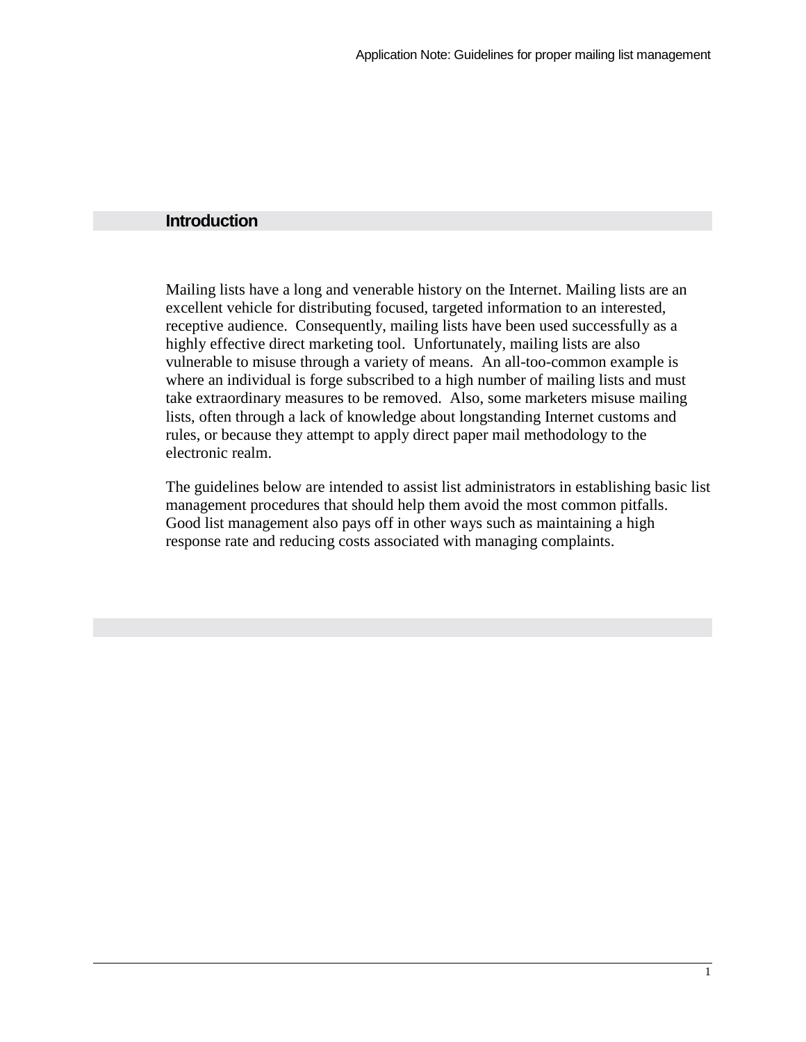## Introduction

Mailing lists have a long and venerable history on the Internet. Mailing lists are an excellent vehicle for distributing focused, targeted information to an interested, receptive audience. Consequently, mailing lists have been used successfully as a highly effective direct marketing tool. Unfortunately, mailing lists are also vulnerable to misuse through a variety of means. An all-too-common example is where an individual is forge subscribed to a high number of mailing lists and must take extraordinary measures to be removed. Also, some marketers misuse mailing lists, often through a lack of knowledge about longstanding Internet customs and rules, or because they attempt to apply direct paper mail methodology to the electronic realm.

The guidelines below are intended to assist list administrators in establishing basic list management procedures that should help them avoid the most common pitfalls. Good list management also pays off in other ways such as maintaining a high response rate and reducing costs associated with managing complaints.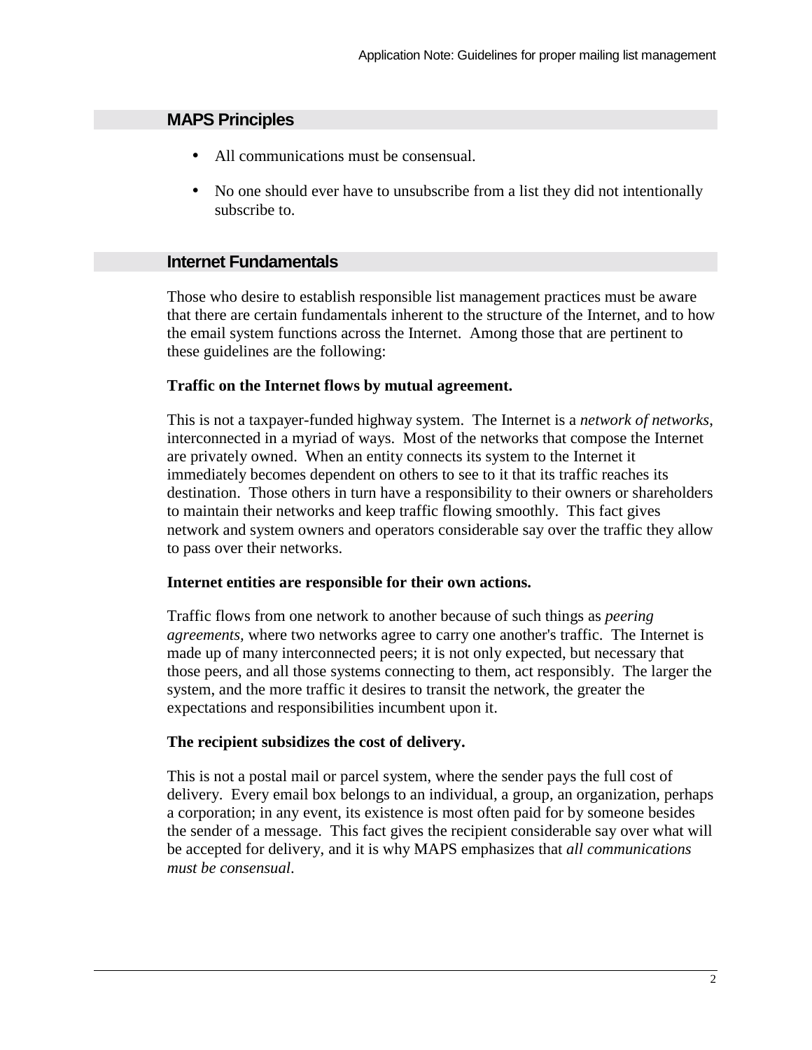## MAPS Principles

- All communications must be consensual.
- No one should ever have to unsubscribe from a list they did not intentionally subscribe to.

## Internet Fundamentals

Those who desire to establish responsible list management practices must be aware that there are certain fundamentals inherent to the structure of the Internet, and to how the email system functions across the Internet. Among those that are pertinent to these guidelines are the following:

**Traffic on the Internet flows by mutual agreement.**

This is not a taxpayer-funded highway system. The Internet is a *network of networks*, interconnected in a myriad of ways. Most of the networks that compose the Internet are privately owned. When an entity connects its system to the Internet it immediately becomes dependent on others to see to it that its traffic reaches its destination. Those others in turn have a responsibility to their owners or shareholders to maintain their networks and keep traffic flowing smoothly. This fact gives network and system owners and operators considerable say over the traffic they allow to pass over their networks.

**Internet entities are responsible for their own actions.**

Traffic flows from one network to another because of such things as *peering agreements,* where two networks agree to carry one another's traffic. The Internet is made up of many interconnected peers; it is not only expected, but necessary that those peers, and all those systems connecting to them, act responsibly. The larger the system, and the more traffic it desires to transit the network, the greater the expectations and responsibilities incumbent upon it.

**The recipient subsidizes the cost of delivery.**

This is not a postal mail or parcel system, where the sender pays the full cost of delivery. Every email box belongs to an individual, a group, an organization, perhaps a corporation; in any event, its existence is most often paid for by someone besides the sender of a message. This fact gives the recipient considerable say over what will be accepted for delivery, and it is why MAPS emphasizes that *all communications must be consensual*.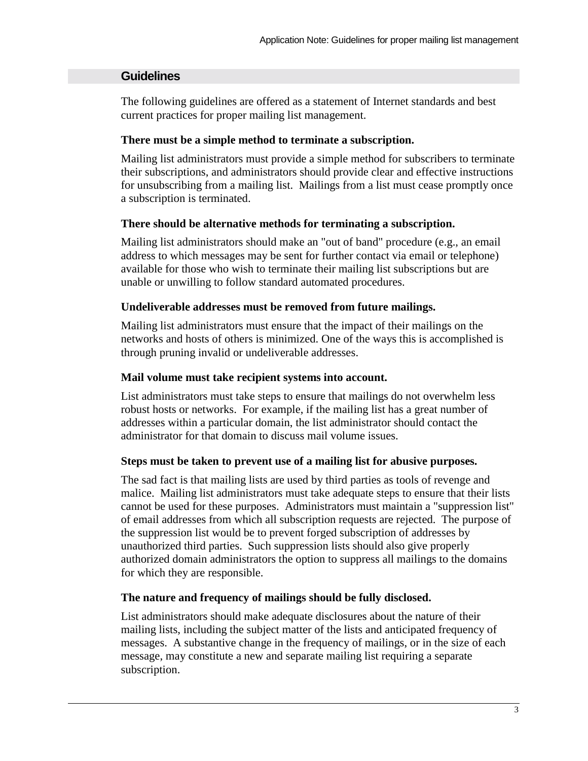## Guidelines

The following guidelines are offered as a statement of Internet standards and best current practices for proper mailing list management.

### There must be a simple method to terminate a subscription.

Mailing list administrators must provide a simple method for subscribers to terminate their subscriptions, and administrators should provide clear and effective instructions for unsubscribing from a mailing list. Mailings from a list must cease promptly once a subscription is terminated.

### There should be alternative methods for terminating a subscription.

Mailing list administrators should make an "out of band" procedure (e.g., an email address to which messages may be sent for further contact via email or telephone) available for those who wish to terminate their mailing list subscriptions but are unable or unwilling to follow standard automated procedures.

### Undeliverable addresses must be removed from future mailings.

Mailing list administrators must ensure that the impact of their mailings on the networks and hosts of others is minimized. One of the ways this is accomplished is through pruning invalid or undeliverable addresses.

### Mail volume must take recipient systems into account.

List administrators must take steps to ensure that mailings do not overwhelm less robust hosts or networks. For example, if the mailing list has a great number of addresses within a particular domain, the list administrator should contact the administrator for that domain to discuss mail volume issues.

### Steps must be taken to prevent use of a mailing list for abusive purposes.

The sad fact is that mailing lists are used by third parties as tools of revenge and malice. Mailing list administrators must take adequate steps to ensure that their lists cannot be used for these purposes. Administrators must maintain a "suppression list" of email addresses from which all subscription requests are rejected. The purpose of the suppression list would be to prevent forged subscription of addresses by unauthorized third parties. Such suppression lists should also give properly authorized domain administrators the option to suppress all mailings to the domains for which they are responsible.

### The nature and frequency of mailings should be fully disclosed.

List administrators should make adequate disclosures about the nature of their mailing lists, including the subject matter of the lists and anticipated frequency of messages. A substantive change in the frequency of mailings, or in the size of each message, may constitute a new and separate mailing list requiring a separate subscription.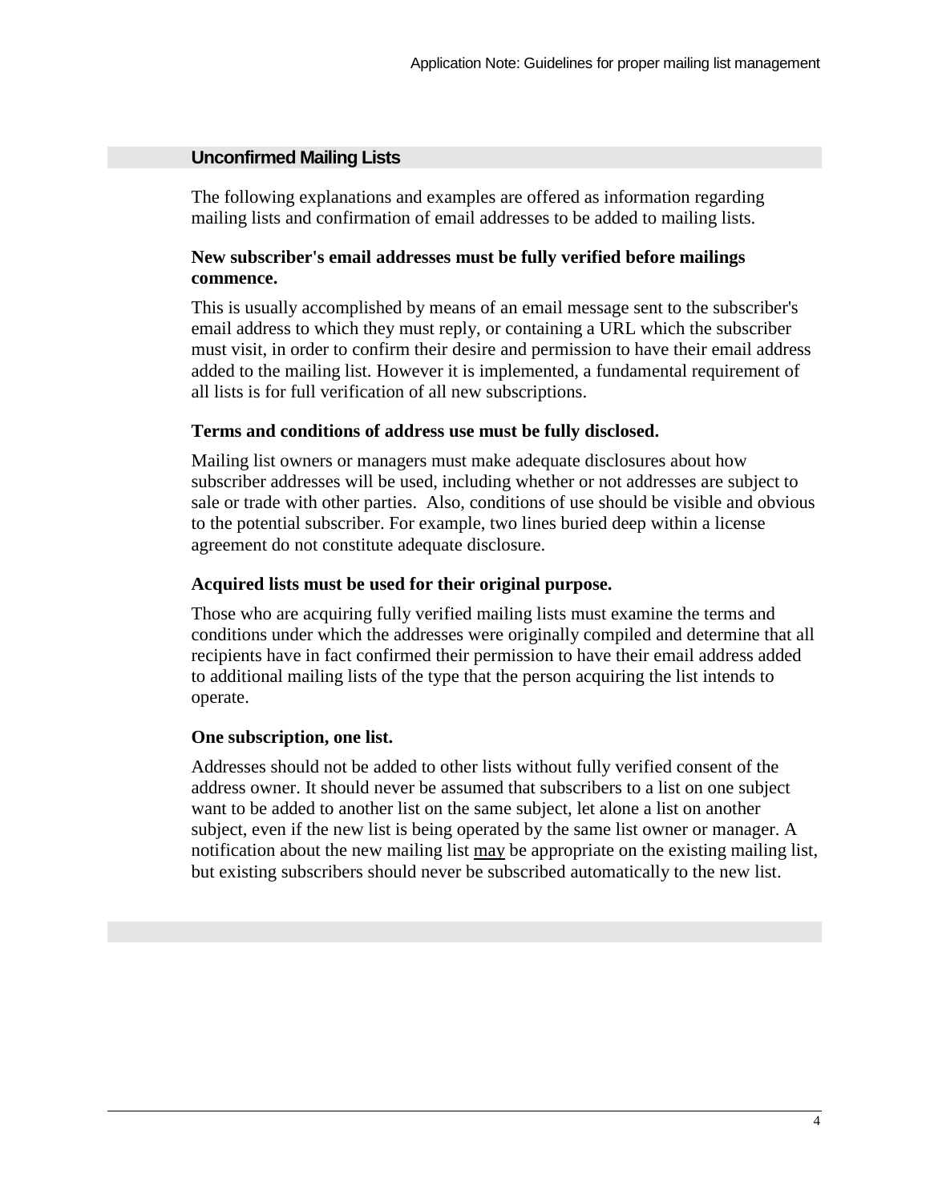## Unconfirmed Mailing Lists

The following explanations and examples are offered as information regarding mailing lists and confirmation of email addresses to be added to mailing lists.

**New subscriber's email addresses must be fully verified before mailings commence.**

This is usually accomplished by means of an email message sent to the subscriber's email address to which they must reply, or containing a URL which the subscriber must visit, in order to confirm their desire and permission to have their email address added to the mailing list. However it is implemented, a fundamental requirement of all lists is for full verification of all new subscriptions.

**Terms and conditions of address use must be fully disclosed.**

Mailing list owners or managers must make adequate disclosures about how subscriber addresses will be used, including whether or not addresses are subject to sale or trade with other parties. Also, conditions of use should be visible and obvious to the potential subscriber. For example, two lines buried deep within a license agreement do not constitute adequate disclosure.

**Acquired lists must be used for their original purpose.**

Those who are acquiring fully verified mailing lists must examine the terms and conditions under which the addresses were originally compiled and determine that all recipients have in fact confirmed their permission to have their email address added to additional mailing lists of the type that the person acquiring the list intends to operate.

**One subscription, one list.**

Addresses should not be added to other lists without fully verified consent of the address owner. It should never be assumed that subscribers to a list on one subject want to be added to another list on the same subject, let alone a list on another subject, even if the new list is being operated by the same list owner or manager. A notification about the new mailing list <u>may</u> be appropriate on the existing mailing list, but existing subscribers should never be subscribed automatically to the new list.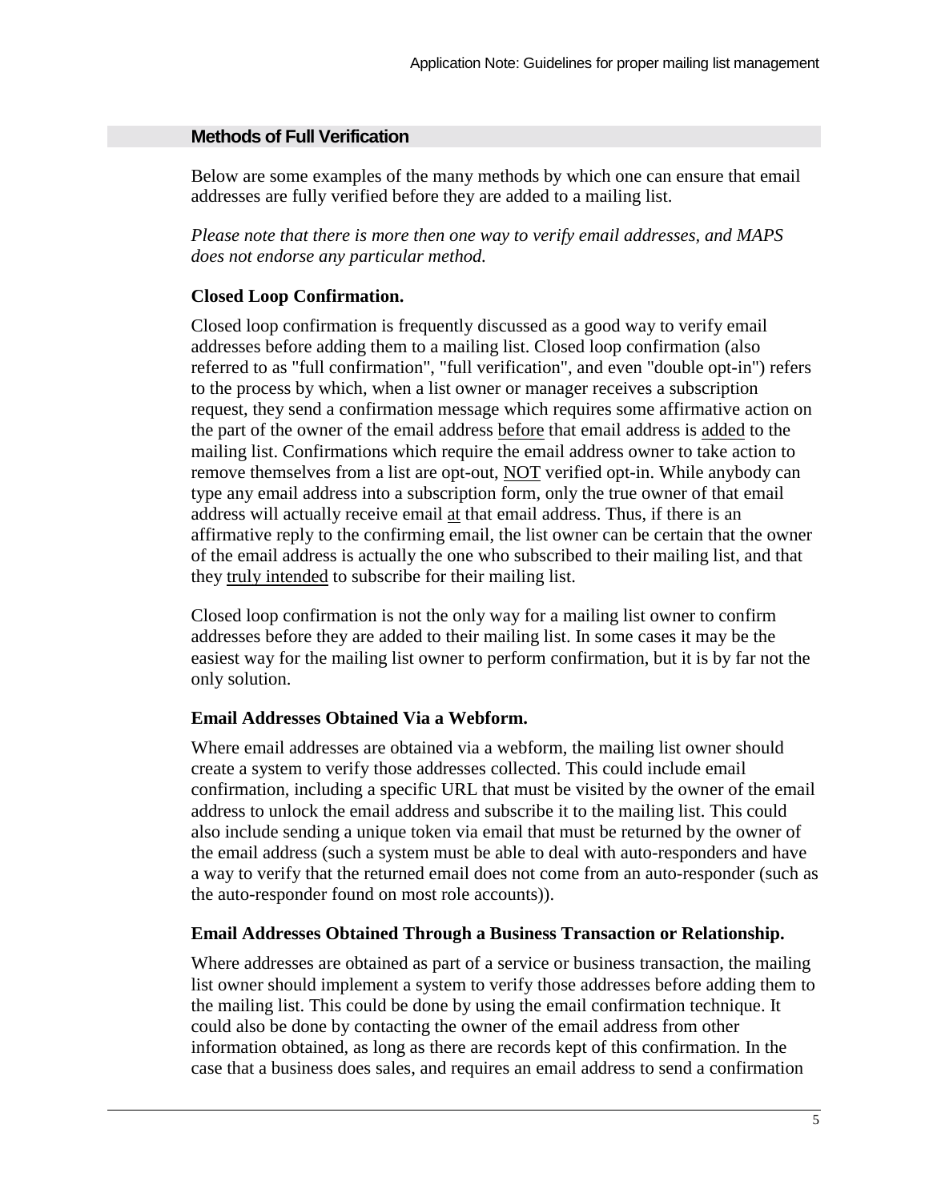## Methods of Full Verification

Below are some examples of the many methods by which one can ensure that email addresses are fully verified before they are added to a mailing list.

*Please note that there is more then one way to verify email addresses, and MAPS does not endorse any particular method.*

**Closed Loop Confirmation.**

Closed loop confirmation is frequently discussed as a good way to verify email addresses before adding them to a mailing list. Closed loop confirmation (also referred to as "full confirmation", "full verification", and even "double opt-in") refers to the process by which, when a list owner or manager receives a subscription request, they send a confirmation message which requires some affirmative action on the part of the owner of the email address before that email address is added to the mailing list. Confirmations which require the email address owner to take action to remove themselves from a list are opt-out, NOT verified opt-in. While anybody can type any email address into a subscription form, only the true owner of that email address will actually receive email at that email address. Thus, if there is an affirmative reply to the confirming email, the list owner can be certain that the owner of the email address is actually the one who subscribed to their mailing list, and that they truly intended to subscribe for their mailing list.

Closed loop confirmation is not the only way for a mailing list owner to confirm addresses before they are added to their mailing list. In some cases it may be the easiest way for the mailing list owner to perform confirmation, but it is by far not the only solution.

**Email Addresses Obtained Via a Webform.**

Where email addresses are obtained via a webform, the mailing list owner should create a system to verify those addresses collected. This could include email confirmation, including a specific URL that must be visited by the owner of the email address to unlock the email address and subscribe it to the mailing list. This could also include sending a unique token via email that must be returned by the owner of the email address (such a system must be able to deal with auto-responders and have a way to verify that the returned email does not come from an auto-responder (such as the auto-responder found on most role accounts)).

**Email Addresses Obtained Through a Business Transaction or Relationship.**

Where addresses are obtained as part of a service or business transaction, the mailing list owner should implement a system to verify those addresses before adding them to the mailing list. This could be done by using the email confirmation technique. It could also be done by contacting the owner of the email address from other information obtained, as long as there are records kept of this confirmation. In the case that a business does sales, and requires an email address to send a confirmation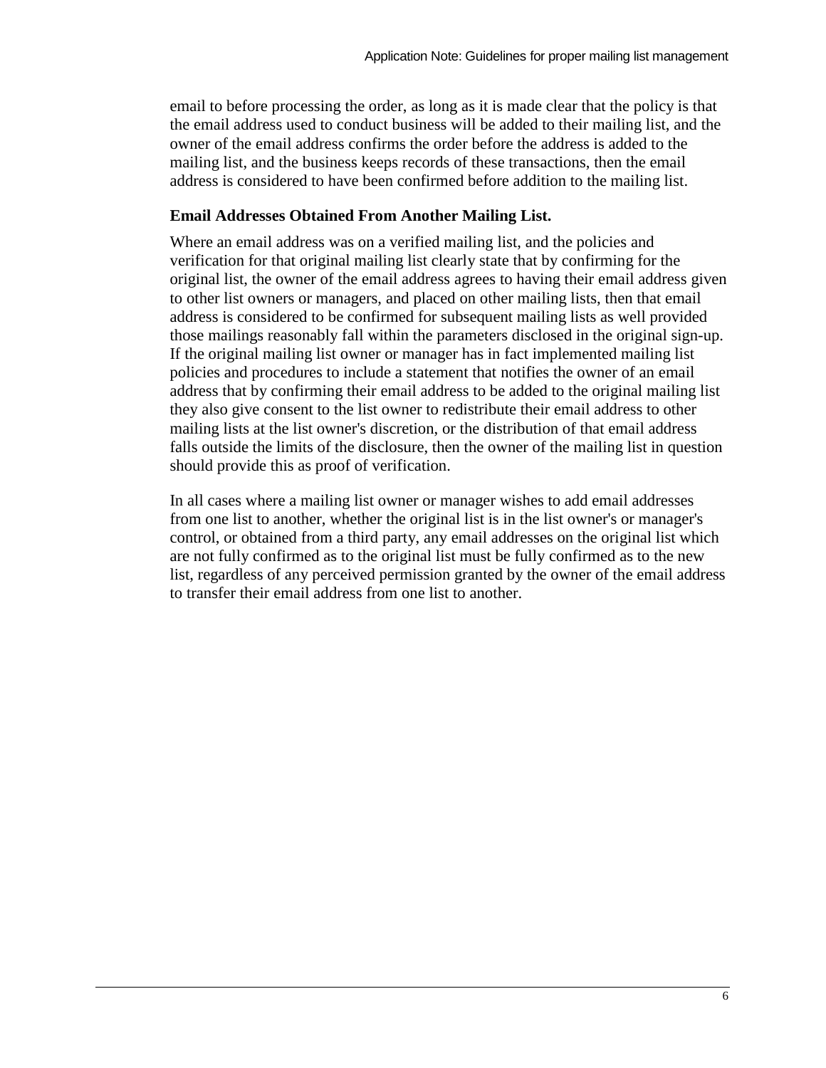email to before processing the order, as long as it is made clear that the policy is that the email address used to conduct business will be added to their mailing list, and the owner of the email address confirms the order before the address is added to the mailing list, and the business keeps records of these transactions, then the email address is considered to have been confirmed before addition to the mailing list.

### Email Addresses Obtained From Another Mailing List.

Where an email address was on a verified mailing list, and the policies and verification for that original mailing list clearly state that by confirming for the original list, the owner of the email address agrees to having their email address given to other list owners or managers, and placed on other mailing lists, then that email address is considered to be confirmed for subsequent mailing lists as well provided those mailings reasonably fall within the parameters disclosed in the original sign-up. If the original mailing list owner or manager has in fact implemented mailing list policies and procedures to include a statement that notifies the owner of an email address that by confirming their email address to be added to the original mailing list they also give consent to the list owner to redistribute their email address to other mailing lists at the list owner's discretion, or the distribution of that email address falls outside the limits of the disclosure, then the owner of the mailing list in question should provide this as proof of verification.

In all cases where a mailing list owner or manager wishes to add email addresses from one list to another, whether the original list is in the list owner's or manager's control, or obtained from a third party, any email addresses on the original list which are not fully confirmed as to the original list must be fully confirmed as to the new list, regardless of any perceived permission granted by the owner of the email address to transfer their email address from one list to another.